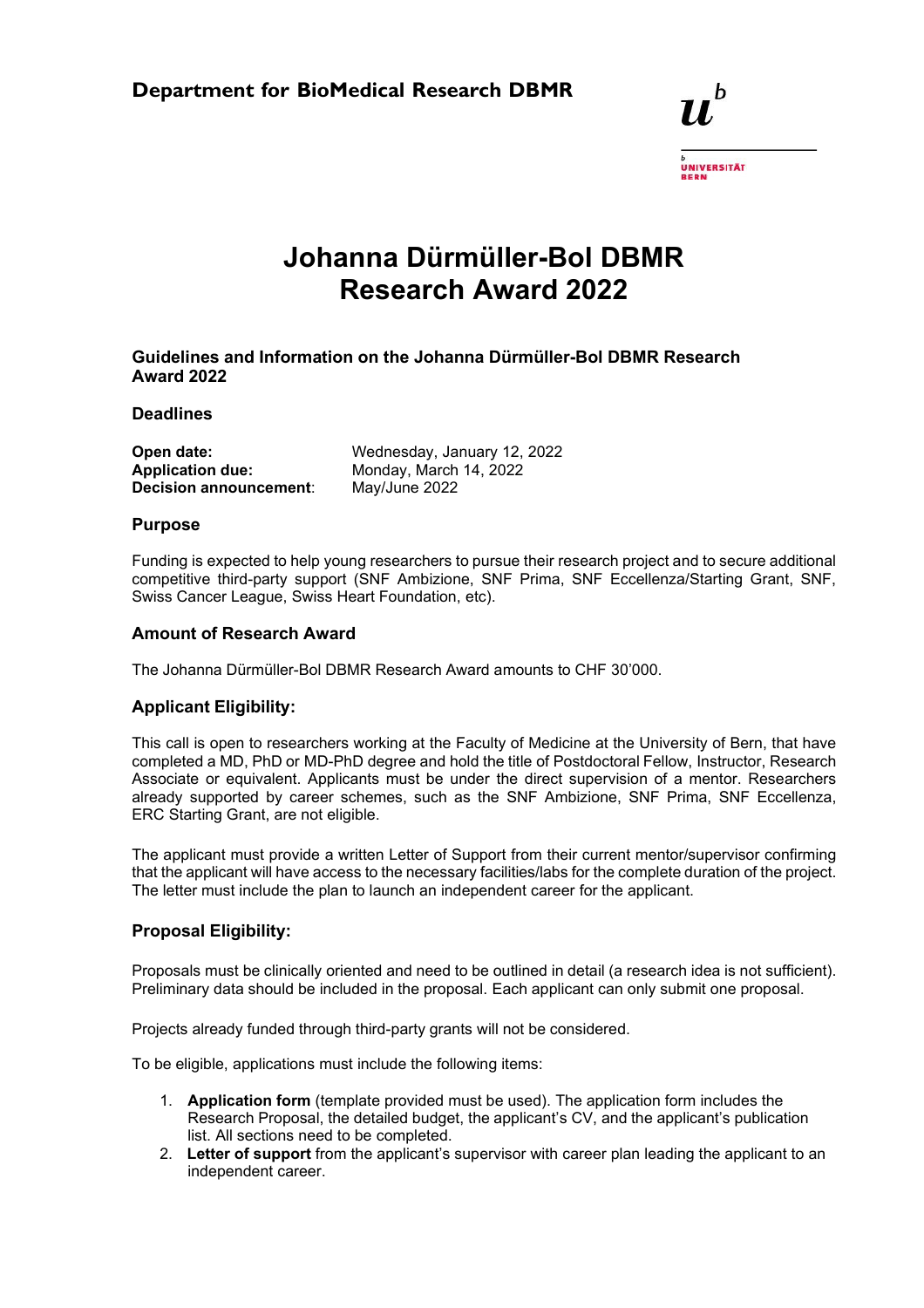**Department for BioMedical Research DBMR**

# Johanna Dürmüller-Bol DBMR Research Award 2022

### Guidelines and Information on the Johanna Dürmüller-Bol DBMR Research Award 2022

### Deadlines

| | |
|---|---|
| **Open date:** | Wednesday, January 12, 2022 |
| **Application due:** | Monday, March 14, 2022 |
| **Decision announcement**: | May/June 2022 |

### Purpose

Funding is expected to help young researchers to pursue their research project and to secure additional competitive third-party support (SNF Ambizione, SNF Prima, SNF Eccellenza/Starting Grant, SNF, Swiss Cancer League, Swiss Heart Foundation, etc).

### Amount of Research Award

The Johanna Dürmüller-Bol DBMR Research Award amounts to CHF 30'000.

### Applicant Eligibility:

This call is open to researchers working at the Faculty of Medicine at the University of Bern, that have completed a MD, PhD or MD-PhD degree and hold the title of Postdoctoral Fellow, Instructor, Research Associate or equivalent. Applicants must be under the direct supervision of a mentor. Researchers already supported by career schemes, such as the SNF Ambizione, SNF Prima, SNF Eccellenza, ERC Starting Grant, are not eligible.

The applicant must provide a written Letter of Support from their current mentor/supervisor confirming that the applicant will have access to the necessary facilities/labs for the complete duration of the project. The letter must include the plan to launch an independent career for the applicant.

### Proposal Eligibility:

Proposals must be clinically oriented and need to be outlined in detail (a research idea is not sufficient). Preliminary data should be included in the proposal. Each applicant can only submit one proposal.

Projects already funded through third-party grants will not be considered.

To be eligible, applications must include the following items:

1. **Application form** (template provided must be used). The application form includes the Research Proposal, the detailed budget, the applicant's CV, and the applicant's publication list. All sections need to be completed.
2. **Letter of support** from the applicant's supervisor with career plan leading the applicant to an independent career.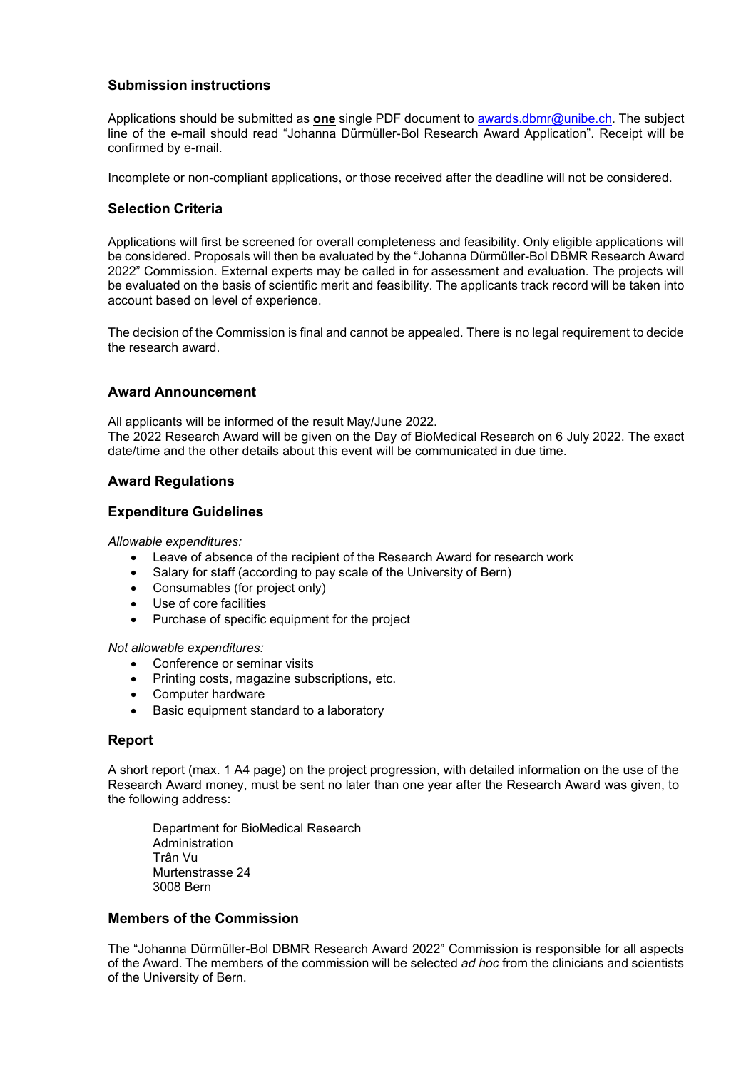### Submission instructions

Applications should be submitted as **one** single PDF document to awards.dbmr@unibe.ch. The subject line of the e-mail should read “Johanna Dürmüller-Bol Research Award Application”. Receipt will be confirmed by e-mail.

Incomplete or non-compliant applications, or those received after the deadline will not be considered.

### Selection Criteria

Applications will first be screened for overall completeness and feasibility. Only eligible applications will be considered. Proposals will then be evaluated by the “Johanna Dürmüller-Bol DBMR Research Award 2022” Commission. External experts may be called in for assessment and evaluation. The projects will be evaluated on the basis of scientific merit and feasibility. The applicants track record will be taken into account based on level of experience.

The decision of the Commission is final and cannot be appealed. There is no legal requirement to decide the research award.

### Award Announcement

All applicants will be informed of the result May/June 2022.
The 2022 Research Award will be given on the Day of BioMedical Research on 6 July 2022. The exact date/time and the other details about this event will be communicated in due time.

### Award Regulations

### Expenditure Guidelines

*Allowable expenditures:*

- Leave of absence of the recipient of the Research Award for research work
- Salary for staff (according to pay scale of the University of Bern)
- Consumables (for project only)
- Use of core facilities
- Purchase of specific equipment for the project

*Not allowable expenditures:*

- Conference or seminar visits
- Printing costs, magazine subscriptions, etc.
- Computer hardware
- Basic equipment standard to a laboratory

### Report

A short report (max. 1 A4 page) on the project progression, with detailed information on the use of the Research Award money, must be sent no later than one year after the Research Award was given, to the following address:

Department for BioMedical Research
Administration
Trân Vu
Murtenstrasse 24
3008 Bern

### Members of the Commission

The “Johanna Dürmüller-Bol DBMR Research Award 2022” Commission is responsible for all aspects of the Award. The members of the commission will be selected *ad hoc* from the clinicians and scientists of the University of Bern.